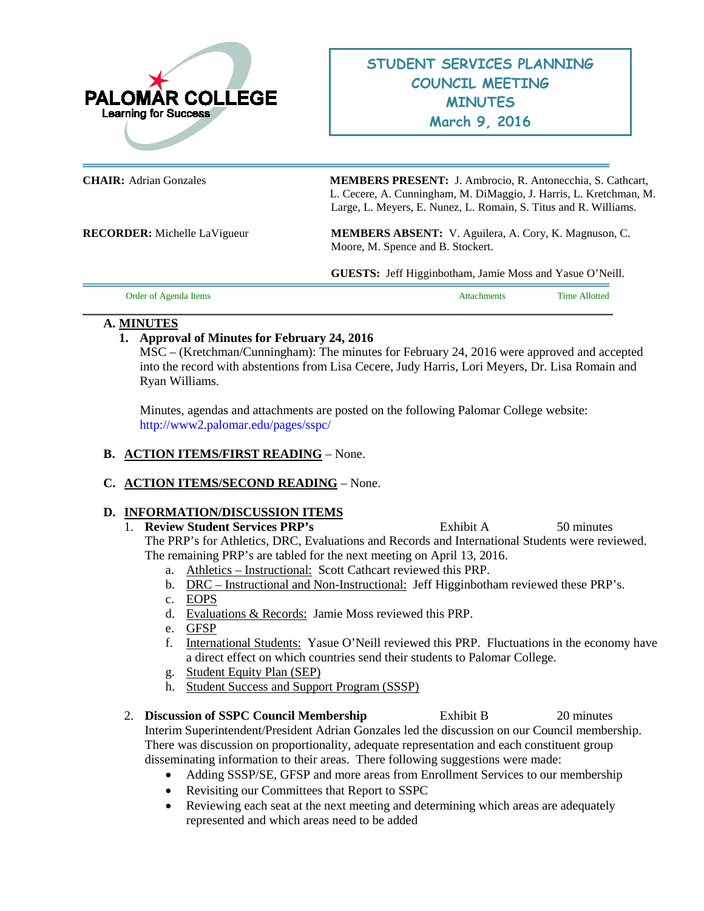PALOMAR COLLEGE
Learning for Success

# STUDENT SERVICES PLANNING COUNCIL MEETING MINUTES
## March 9, 2016

**CHAIR:** Adrian Gonzales

**MEMBERS PRESENT:** J. Ambrocio, R. Antonecchia, S. Cathcart, L. Cecere, A. Cunningham, M. DiMaggio, J. Harris, L. Kretchman, M. Large, L. Meyers, E. Nunez, L. Romain, S. Titus and R. Williams.

**RECORDER:** Michelle LaVigueur

**MEMBERS ABSENT:** V. Aguilera, A. Cory, K. Magnuson, C. Moore, M. Spence and B. Stockert.

**GUESTS:** Jeff Higginbotham, Jamie Moss and Yasue O'Neill.

| Order of Agenda Items | Attachments | Time Allotted |
| --- | --- | --- |

**A. MINUTES**

1. **Approval of Minutes for February 24, 2016**

   MSC – (Kretchman/Cunningham): The minutes for February 24, 2016 were approved and accepted into the record with abstentions from Lisa Cecere, Judy Harris, Lori Meyers, Dr. Lisa Romain and Ryan Williams.

   Minutes, agendas and attachments are posted on the following Palomar College website: http://www2.palomar.edu/pages/sspc/

**B. ACTION ITEMS/FIRST READING** – None.

**C. ACTION ITEMS/SECOND READING** – None.

**D. INFORMATION/DISCUSSION ITEMS**

1. **Review Student Services PRP's** — Exhibit A — 50 minutes

   The PRP's for Athletics, DRC, Evaluations and Records and International Students were reviewed. The remaining PRP's are tabled for the next meeting on April 13, 2016.

   a. Athletics – Instructional: Scott Cathcart reviewed this PRP.
   b. DRC – Instructional and Non-Instructional: Jeff Higginbotham reviewed these PRP's.
   c. EOPS
   d. Evaluations & Records: Jamie Moss reviewed this PRP.
   e. GFSP
   f. International Students: Yasue O'Neill reviewed this PRP. Fluctuations in the economy have a direct effect on which countries send their students to Palomar College.
   g. Student Equity Plan (SEP)
   h. Student Success and Support Program (SSSP)

2. **Discussion of SSPC Council Membership** — Exhibit B — 20 minutes

   Interim Superintendent/President Adrian Gonzales led the discussion on our Council membership. There was discussion on proportionality, adequate representation and each constituent group disseminating information to their areas. There following suggestions were made:

   - Adding SSSP/SE, GFSP and more areas from Enrollment Services to our membership
   - Revisiting our Committees that Report to SSPC
   - Reviewing each seat at the next meeting and determining which areas are adequately represented and which areas need to be added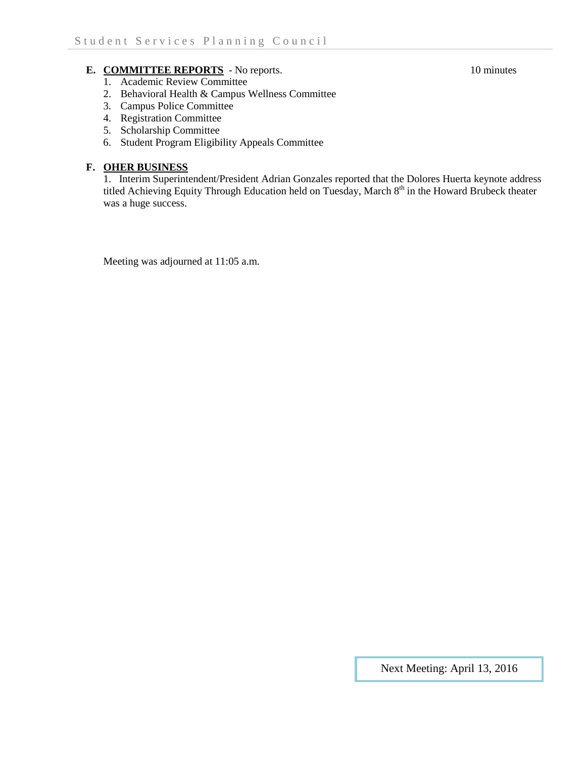**E. COMMITTEE REPORTS** - No reports. 10 minutes

1. Academic Review Committee
2. Behavioral Health & Campus Wellness Committee
3. Campus Police Committee
4. Registration Committee
5. Scholarship Committee
6. Student Program Eligibility Appeals Committee

**F. OHER BUSINESS**

1. Interim Superintendent/President Adrian Gonzales reported that the Dolores Huerta keynote address titled Achieving Equity Through Education held on Tuesday, March 8th in the Howard Brubeck theater was a huge success.

Meeting was adjourned at 11:05 a.m.

Next Meeting: April 13, 2016